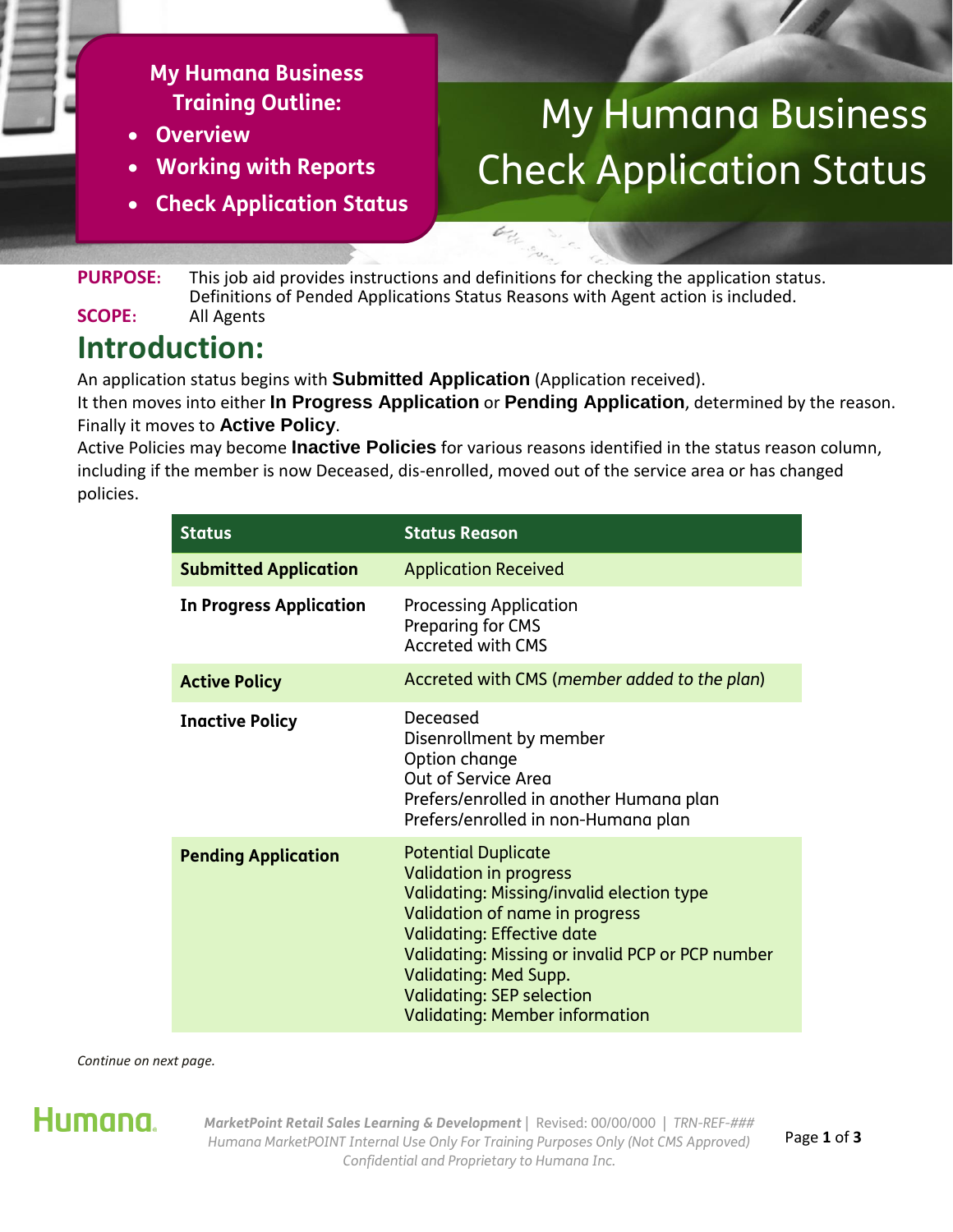**My Humana Business Training Outline:**

- **Overview**
- **Working with Reports**
- **Check Application Status**

# My Humana Business Check Application Status

**PURPOSE:** This job aid provides instructions and definitions for checking the application status. Definitions of Pended Applications Status Reasons with Agent action is included.

**SCOPE:** All Agents

## Introduction:

An application status begins with **Submitted Application** (Application received).
It then moves into either **In Progress Application** or **Pending Application**, determined by the reason.
Finally it moves to **Active Policy**.
Active Policies may become **Inactive Policies** for various reasons identified in the status reason column, including if the member is now Deceased, dis-enrolled, moved out of the service area or has changed policies.

| Status | Status Reason |
|---|---|
| **Submitted Application** | Application Received |
| **In Progress Application** | Processing Application<br>Preparing for CMS<br>Accreted with CMS |
| **Active Policy** | Accreted with CMS (*member added to the plan*) |
| **Inactive Policy** | Deceased<br>Disenrollment by member<br>Option change<br>Out of Service Area<br>Prefers/enrolled in another Humana plan<br>Prefers/enrolled in non-Humana plan |
| **Pending Application** | Potential Duplicate<br>Validation in progress<br>Validating: Missing/invalid election type<br>Validation of name in progress<br>Validating: Effective date<br>Validating: Missing or invalid PCP or PCP number<br>Validating: Med Supp.<br>Validating: SEP selection<br>Validating: Member information |

*Continue on next page.*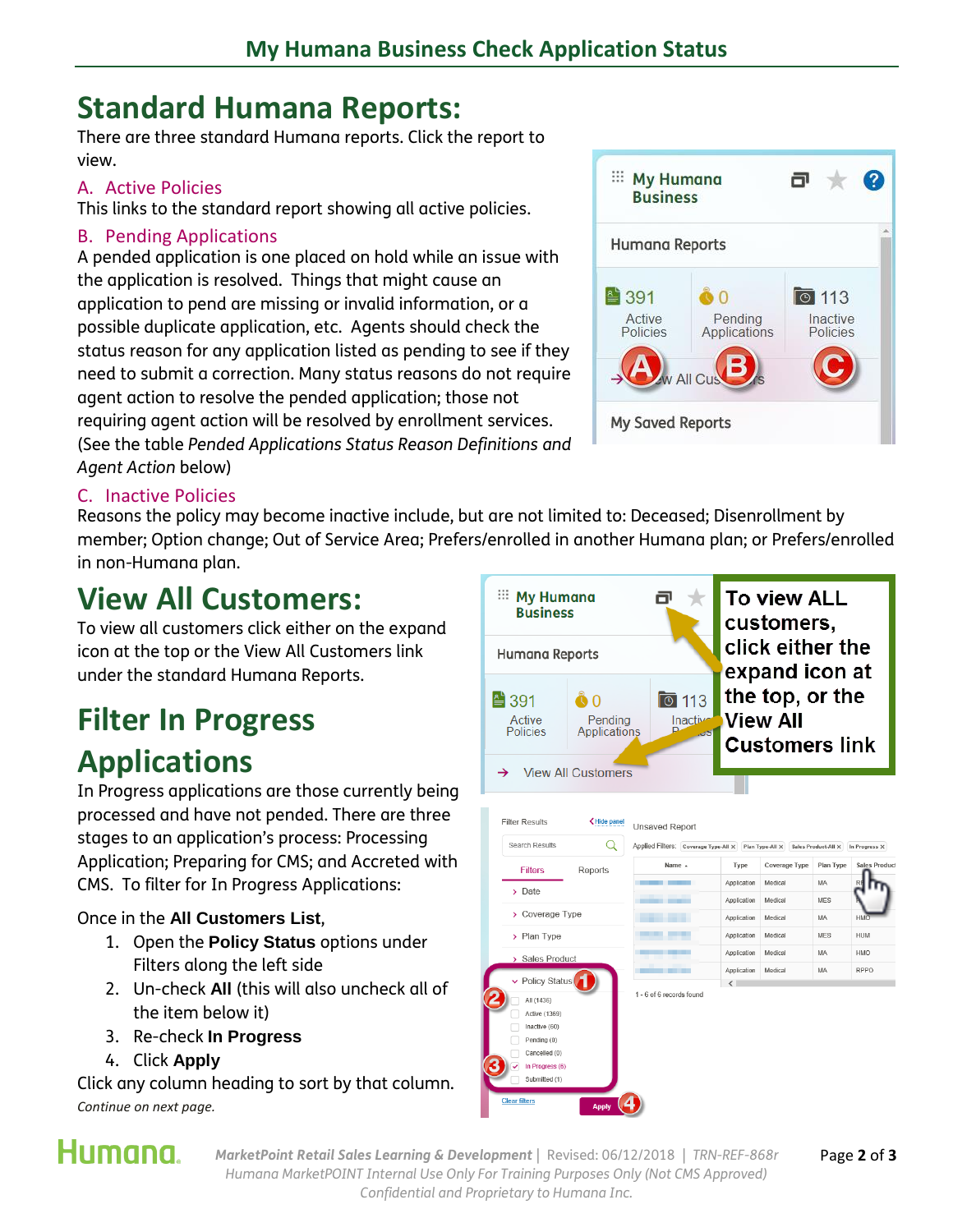# Standard Humana Reports:

There are three standard Humana reports. Click the report to view.

A. Active Policies

This links to the standard report showing all active policies.

B. Pending Applications

A pended application is one placed on hold while an issue with the application is resolved. Things that might cause an application to pend are missing or invalid information, or a possible duplicate application, etc. Agents should check the status reason for any application listed as pending to see if they need to submit a correction. Many status reasons do not require agent action to resolve the pended application; those not requiring agent action will be resolved by enrollment services. (See the table *Pended Applications Status Reason Definitions and Agent Action* below)

C. Inactive Policies

Reasons the policy may become inactive include, but are not limited to: Deceased; Disenrollment by member; Option change; Out of Service Area; Prefers/enrolled in another Humana plan; or Prefers/enrolled in non-Humana plan.

# View All Customers:

To view all customers click either on the expand icon at the top or the View All Customers link under the standard Humana Reports.

To view ALL customers, click either the expand icon at the top, or the View All Customers link

# Filter In Progress Applications

In Progress applications are those currently being processed and have not pended. There are three stages to an application's process: Processing Application; Preparing for CMS; and Accreted with CMS. To filter for In Progress Applications:

Once in the **All Customers List**,

1. Open the **Policy Status** options under Filters along the left side
2. Un-check **All** (this will also uncheck all of the item below it)
3. Re-check **In Progress**
4. Click **Apply**

Click any column heading to sort by that column.

*Continue on next page.*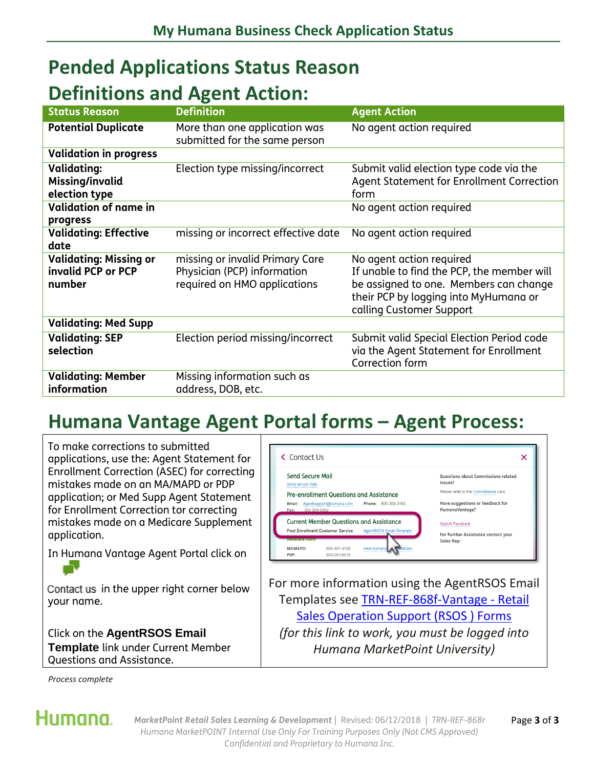## My Humana Business Check Application Status

# Pended Applications Status Reason Definitions and Agent Action:

| Status Reason | Definition | Agent Action |
| --- | --- | --- |
| **Potential Duplicate** | More than one application was submitted for the same person | No agent action required |
| **Validation in progress** | | |
| **Validating: Missing/invalid election type** | Election type missing/incorrect | Submit valid election type code via the Agent Statement for Enrollment Correction form |
| **Validation of name in progress** | | No agent action required |
| **Validating: Effective date** | missing or incorrect effective date | No agent action required |
| **Validating: Missing or invalid PCP or PCP number** | missing or invalid Primary Care Physician (PCP) information required on HMO applications | No agent action required<br>If unable to find the PCP, the member will be assigned to one. Members can change their PCP by logging into MyHumana or calling Customer Support |
| **Validating: Med Supp** | | |
| **Validating: SEP selection** | Election period missing/incorrect | Submit valid Special Election Period code via the Agent Statement for Enrollment Correction form |
| **Validating: Member information** | Missing information such as address, DOB, etc. | |

# Humana Vantage Agent Portal forms – Agent Process:

To make corrections to submitted applications, use the: Agent Statement for Enrollment Correction (ASEC) for correcting mistakes made on an MA/MAPD or PDP application; or Med Supp Agent Statement for Enrollment Correction tor correcting mistakes made on a Medicare Supplement application.

In Humana Vantage Agent Portal click on Contact us in the upper right corner below your name.

Click on the **AgentRSOS Email Template** link under Current Member Questions and Assistance.

For more information using the AgentRSOS Email Templates see TRN-REF-868f-Vantage - Retail Sales Operation Support (RSOS ) Forms

*(for this link to work, you must be logged into Humana MarketPoint University)*

*Process complete*

*MarketPoint Retail Sales Learning & Development* | Revised: 06/12/2018 | *TRN-REF-868r*

*Humana MarketPOINT Internal Use Only For Training Purposes Only (Not CMS Approved)*

*Confidential and Proprietary to Humana Inc.*